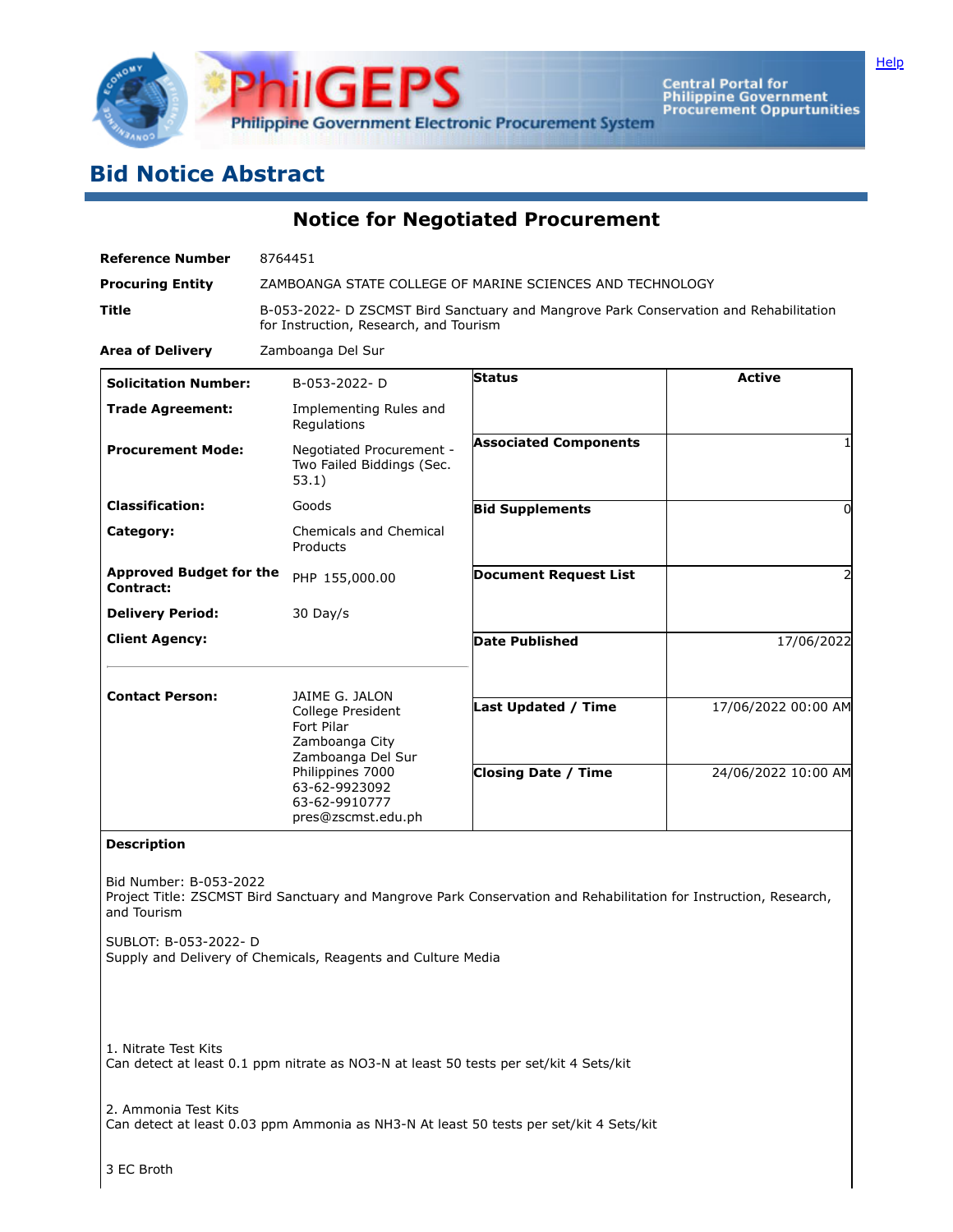# Bid Notice Abstract

## Notice for Negotiated Procurement

| | |
|---|---|
| **Reference Number** | 8764451 |
| **Procuring Entity** | ZAMBOANGA STATE COLLEGE OF MARINE SCIENCES AND TECHNOLOGY |
| **Title** | B-053-2022- D ZSCMST Bird Sanctuary and Mangrove Park Conservation and Rehabilitation for Instruction, Research, and Tourism |
| **Area of Delivery** | Zamboanga Del Sur |

| | | | |
|---|---|---|---|
| **Solicitation Number:** | B-053-2022- D | **Status** | Active |
| **Trade Agreement:** | Implementing Rules and Regulations | | |
| **Procurement Mode:** | Negotiated Procurement - Two Failed Biddings (Sec. 53.1) | **Associated Components** | 1 |
| **Classification:** | Goods | **Bid Supplements** | 0 |
| **Category:** | Chemicals and Chemical Products | | |
| **Approved Budget for the Contract:** | PHP 155,000.00 | **Document Request List** | 2 |
| **Delivery Period:** | 30 Day/s | | |
| **Client Agency:** | | **Date Published** | 17/06/2022 |
| **Contact Person:** | JAIME G. JALON<br>College President<br>Fort Pilar<br>Zamboanga City<br>Zamboanga Del Sur<br>Philippines 7000<br>63-62-9923092<br>63-62-9910777<br>pres@zscmst.edu.ph | **Last Updated / Time** | 17/06/2022 00:00 AM |
| | | **Closing Date / Time** | 24/06/2022 10:00 AM |

**Description**

Bid Number: B-053-2022
Project Title: ZSCMST Bird Sanctuary and Mangrove Park Conservation and Rehabilitation for Instruction, Research, and Tourism

SUBLOT: B-053-2022- D
Supply and Delivery of Chemicals, Reagents and Culture Media

1. Nitrate Test Kits
Can detect at least 0.1 ppm nitrate as $NO_3$-N at least 50 tests per set/kit 4 Sets/kit

2. Ammonia Test Kits
Can detect at least 0.03 ppm Ammonia as $NH_3$-N At least 50 tests per set/kit 4 Sets/kit

3 EC Broth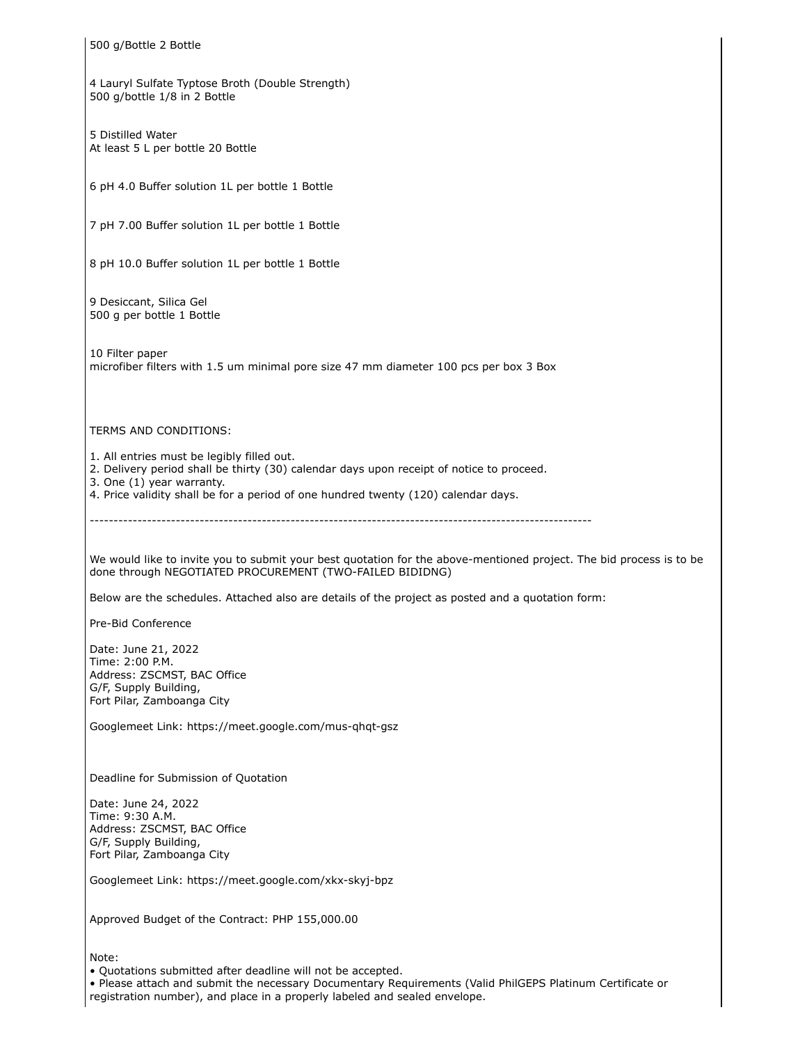500 g/Bottle 2 Bottle

4 Lauryl Sulfate Typtose Broth (Double Strength)
500 g/bottle 1/8 in 2 Bottle

5 Distilled Water
At least 5 L per bottle 20 Bottle

6 pH 4.0 Buffer solution 1L per bottle 1 Bottle

7 pH 7.00 Buffer solution 1L per bottle 1 Bottle

8 pH 10.0 Buffer solution 1L per bottle 1 Bottle

9 Desiccant, Silica Gel
500 g per bottle 1 Bottle

10 Filter paper
microfiber filters with 1.5 um minimal pore size 47 mm diameter 100 pcs per box 3 Box

TERMS AND CONDITIONS:

1. All entries must be legibly filled out.
2. Delivery period shall be thirty (30) calendar days upon receipt of notice to proceed.
3. One (1) year warranty.
4. Price validity shall be for a period of one hundred twenty (120) calendar days.

---

We would like to invite you to submit your best quotation for the above-mentioned project. The bid process is to be done through NEGOTIATED PROCUREMENT (TWO-FAILED BIDIDNG)

Below are the schedules. Attached also are details of the project as posted and a quotation form:

Pre-Bid Conference

Date: June 21, 2022
Time: 2:00 P.M.
Address: ZSCMST, BAC Office
G/F, Supply Building,
Fort Pilar, Zamboanga City

Googlemeet Link: https://meet.google.com/mus-qhqt-gsz

Deadline for Submission of Quotation

Date: June 24, 2022
Time: 9:30 A.M.
Address: ZSCMST, BAC Office
G/F, Supply Building,
Fort Pilar, Zamboanga City

Googlemeet Link: https://meet.google.com/xkx-skyj-bpz

Approved Budget of the Contract: PHP 155,000.00

Note:

- Quotations submitted after deadline will not be accepted.
- Please attach and submit the necessary Documentary Requirements (Valid PhilGEPS Platinum Certificate or registration number), and place in a properly labeled and sealed envelope.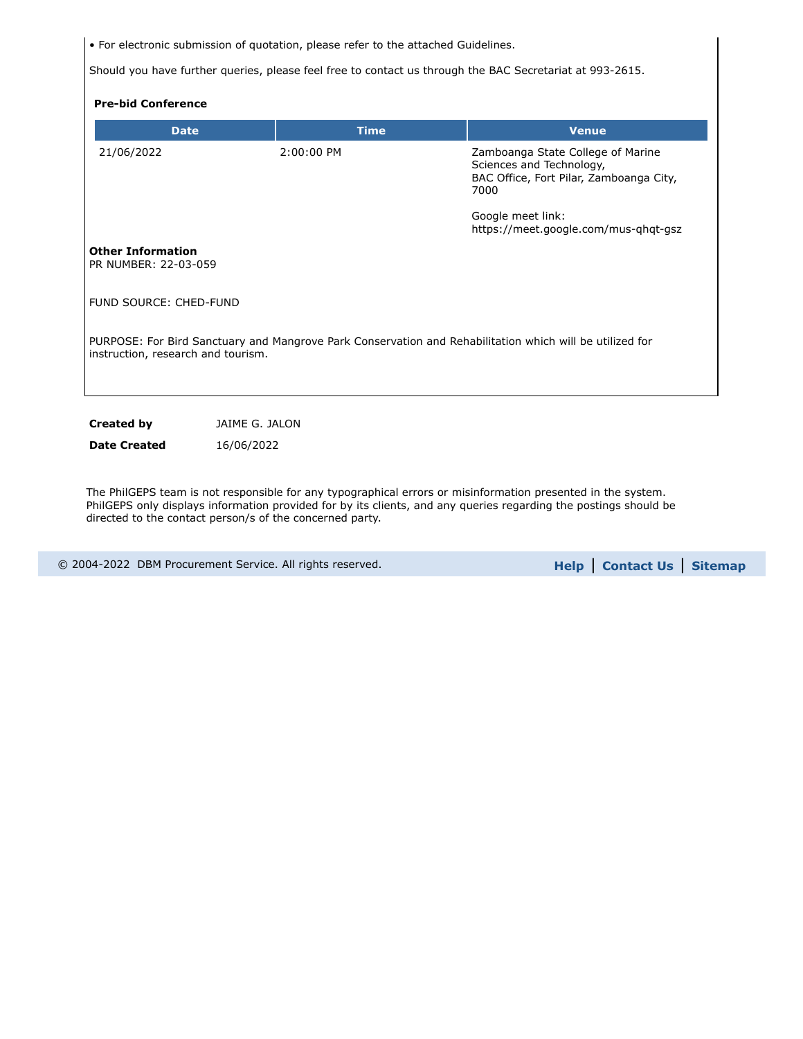- For electronic submission of quotation, please refer to the attached Guidelines.

Should you have further queries, please feel free to contact us through the BAC Secretariat at 993-2615.

**Pre-bid Conference**

| Date | Time | Venue |
|---|---|---|
| 21/06/2022 | 2:00:00 PM | Zamboanga State College of Marine Sciences and Technology, BAC Office, Fort Pilar, Zamboanga City, 7000<br><br>Google meet link: https://meet.google.com/mus-qhqt-gsz |

**Other Information**
PR NUMBER: 22-03-059

FUND SOURCE: CHED-FUND

PURPOSE: For Bird Sanctuary and Mangrove Park Conservation and Rehabilitation which will be utilized for instruction, research and tourism.

| | |
|---|---|
| **Created by** | JAIME G. JALON |
| **Date Created** | 16/06/2022 |

The PhilGEPS team is not responsible for any typographical errors or misinformation presented in the system. PhilGEPS only displays information provided for by its clients, and any queries regarding the postings should be directed to the contact person/s of the concerned party.

© 2004-2022 DBM Procurement Service. All rights reserved.

**Help** | **Contact Us** | **Sitemap**